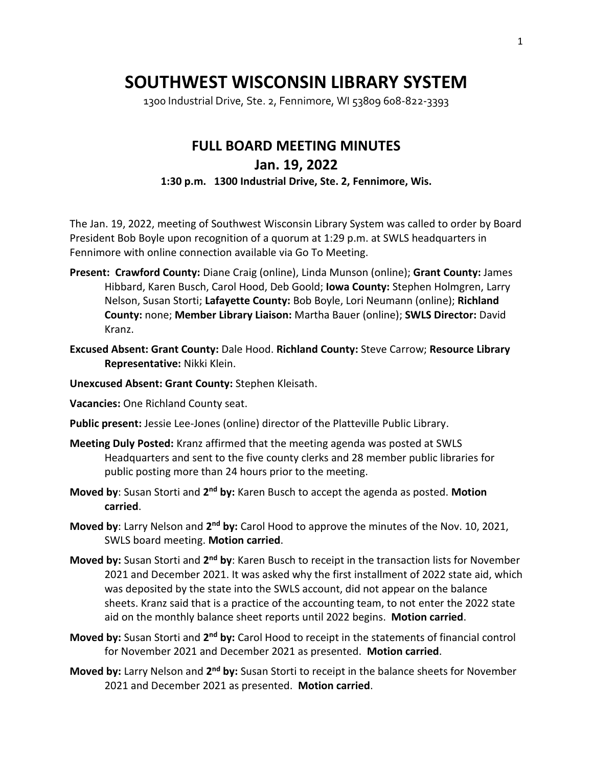# SOUTHWEST WISCONSIN LIBRARY SYSTEM

1300 Industrial Drive, Ste. 2, Fennimore, WI 53809 608-822-3393

## FULL BOARD MEETING MINUTES

## Jan. 19, 2022

### 1:30 p.m. 1300 Industrial Drive, Ste. 2, Fennimore, Wis.

The Jan. 19, 2022, meeting of Southwest Wisconsin Library System was called to order by Board President Bob Boyle upon recognition of a quorum at 1:29 p.m. at SWLS headquarters in Fennimore with online connection available via Go To Meeting.

**Present: Crawford County:** Diane Craig (online), Linda Munson (online); **Grant County:** James Hibbard, Karen Busch, Carol Hood, Deb Goold; **Iowa County:** Stephen Holmgren, Larry Nelson, Susan Storti; **Lafayette County:** Bob Boyle, Lori Neumann (online); **Richland County:** none; **Member Library Liaison:** Martha Bauer (online); **SWLS Director:** David Kranz.

**Excused Absent: Grant County:** Dale Hood. **Richland County:** Steve Carrow; **Resource Library Representative:** Nikki Klein.

**Unexcused Absent: Grant County:** Stephen Kleisath.

**Vacancies:** One Richland County seat.

**Public present:** Jessie Lee-Jones (online) director of the Platteville Public Library.

**Meeting Duly Posted:** Kranz affirmed that the meeting agenda was posted at SWLS Headquarters and sent to the five county clerks and 28 member public libraries for public posting more than 24 hours prior to the meeting.

**Moved by**: Susan Storti and **2nd by:** Karen Busch to accept the agenda as posted. **Motion carried**.

**Moved by**: Larry Nelson and **2nd by:** Carol Hood to approve the minutes of the Nov. 10, 2021, SWLS board meeting. **Motion carried**.

**Moved by:** Susan Storti and **2nd by**: Karen Busch to receipt in the transaction lists for November 2021 and December 2021. It was asked why the first installment of 2022 state aid, which was deposited by the state into the SWLS account, did not appear on the balance sheets. Kranz said that is a practice of the accounting team, to not enter the 2022 state aid on the monthly balance sheet reports until 2022 begins. **Motion carried**.

**Moved by:** Susan Storti and **2nd by:** Carol Hood to receipt in the statements of financial control for November 2021 and December 2021 as presented. **Motion carried**.

**Moved by:** Larry Nelson and **2nd by:** Susan Storti to receipt in the balance sheets for November 2021 and December 2021 as presented. **Motion carried**.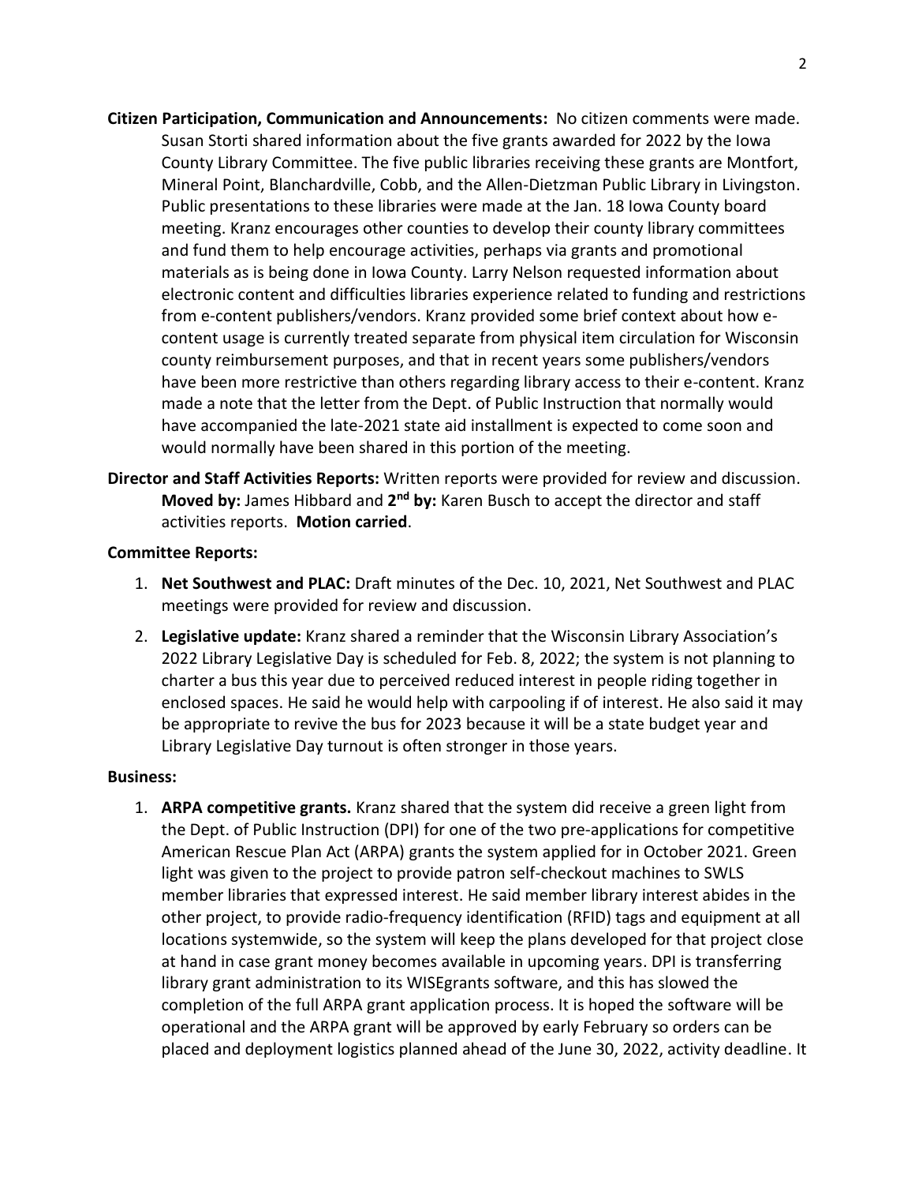**Citizen Participation, Communication and Announcements:** No citizen comments were made. Susan Storti shared information about the five grants awarded for 2022 by the Iowa County Library Committee. The five public libraries receiving these grants are Montfort, Mineral Point, Blanchardville, Cobb, and the Allen-Dietzman Public Library in Livingston. Public presentations to these libraries were made at the Jan. 18 Iowa County board meeting. Kranz encourages other counties to develop their county library committees and fund them to help encourage activities, perhaps via grants and promotional materials as is being done in Iowa County. Larry Nelson requested information about electronic content and difficulties libraries experience related to funding and restrictions from e-content publishers/vendors. Kranz provided some brief context about how e-content usage is currently treated separate from physical item circulation for Wisconsin county reimbursement purposes, and that in recent years some publishers/vendors have been more restrictive than others regarding library access to their e-content. Kranz made a note that the letter from the Dept. of Public Instruction that normally would have accompanied the late-2021 state aid installment is expected to come soon and would normally have been shared in this portion of the meeting.

**Director and Staff Activities Reports:** Written reports were provided for review and discussion. **Moved by:** James Hibbard and **2nd by:** Karen Busch to accept the director and staff activities reports. **Motion carried**.

**Committee Reports:**

1. **Net Southwest and PLAC:** Draft minutes of the Dec. 10, 2021, Net Southwest and PLAC meetings were provided for review and discussion.
2. **Legislative update:** Kranz shared a reminder that the Wisconsin Library Association's 2022 Library Legislative Day is scheduled for Feb. 8, 2022; the system is not planning to charter a bus this year due to perceived reduced interest in people riding together in enclosed spaces. He said he would help with carpooling if of interest. He also said it may be appropriate to revive the bus for 2023 because it will be a state budget year and Library Legislative Day turnout is often stronger in those years.

**Business:**

1. **ARPA competitive grants.** Kranz shared that the system did receive a green light from the Dept. of Public Instruction (DPI) for one of the two pre-applications for competitive American Rescue Plan Act (ARPA) grants the system applied for in October 2021. Green light was given to the project to provide patron self-checkout machines to SWLS member libraries that expressed interest. He said member library interest abides in the other project, to provide radio-frequency identification (RFID) tags and equipment at all locations systemwide, so the system will keep the plans developed for that project close at hand in case grant money becomes available in upcoming years. DPI is transferring library grant administration to its WISEgrants software, and this has slowed the completion of the full ARPA grant application process. It is hoped the software will be operational and the ARPA grant will be approved by early February so orders can be placed and deployment logistics planned ahead of the June 30, 2022, activity deadline. It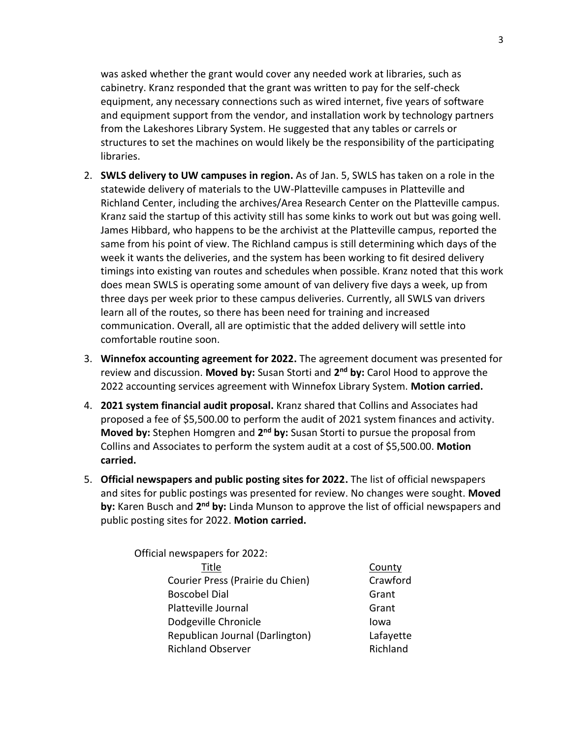was asked whether the grant would cover any needed work at libraries, such as cabinetry. Kranz responded that the grant was written to pay for the self-check equipment, any necessary connections such as wired internet, five years of software and equipment support from the vendor, and installation work by technology partners from the Lakeshores Library System. He suggested that any tables or carrels or structures to set the machines on would likely be the responsibility of the participating libraries.

2. **SWLS delivery to UW campuses in region.** As of Jan. 5, SWLS has taken on a role in the statewide delivery of materials to the UW-Platteville campuses in Platteville and Richland Center, including the archives/Area Research Center on the Platteville campus. Kranz said the startup of this activity still has some kinks to work out but was going well. James Hibbard, who happens to be the archivist at the Platteville campus, reported the same from his point of view. The Richland campus is still determining which days of the week it wants the deliveries, and the system has been working to fit desired delivery timings into existing van routes and schedules when possible. Kranz noted that this work does mean SWLS is operating some amount of van delivery five days a week, up from three days per week prior to these campus deliveries. Currently, all SWLS van drivers learn all of the routes, so there has been need for training and increased communication. Overall, all are optimistic that the added delivery will settle into comfortable routine soon.
3. **Winnefox accounting agreement for 2022.** The agreement document was presented for review and discussion. **Moved by:** Susan Storti and **2nd by:** Carol Hood to approve the 2022 accounting services agreement with Winnefox Library System. **Motion carried.**
4. **2021 system financial audit proposal.** Kranz shared that Collins and Associates had proposed a fee of $5,500.00 to perform the audit of 2021 system finances and activity. **Moved by:** Stephen Homgren and **2nd by:** Susan Storti to pursue the proposal from Collins and Associates to perform the system audit at a cost of $5,500.00. **Motion carried.**
5. **Official newspapers and public posting sites for 2022.** The list of official newspapers and sites for public postings was presented for review. No changes were sought. **Moved by:** Karen Busch and **2nd by:** Linda Munson to approve the list of official newspapers and public posting sites for 2022. **Motion carried.**

Official newspapers for 2022:

| Title | County |
| --- | --- |
| Courier Press (Prairie du Chien) | Crawford |
| Boscobel Dial | Grant |
| Platteville Journal | Grant |
| Dodgeville Chronicle | Iowa |
| Republican Journal (Darlington) | Lafayette |
| Richland Observer | Richland |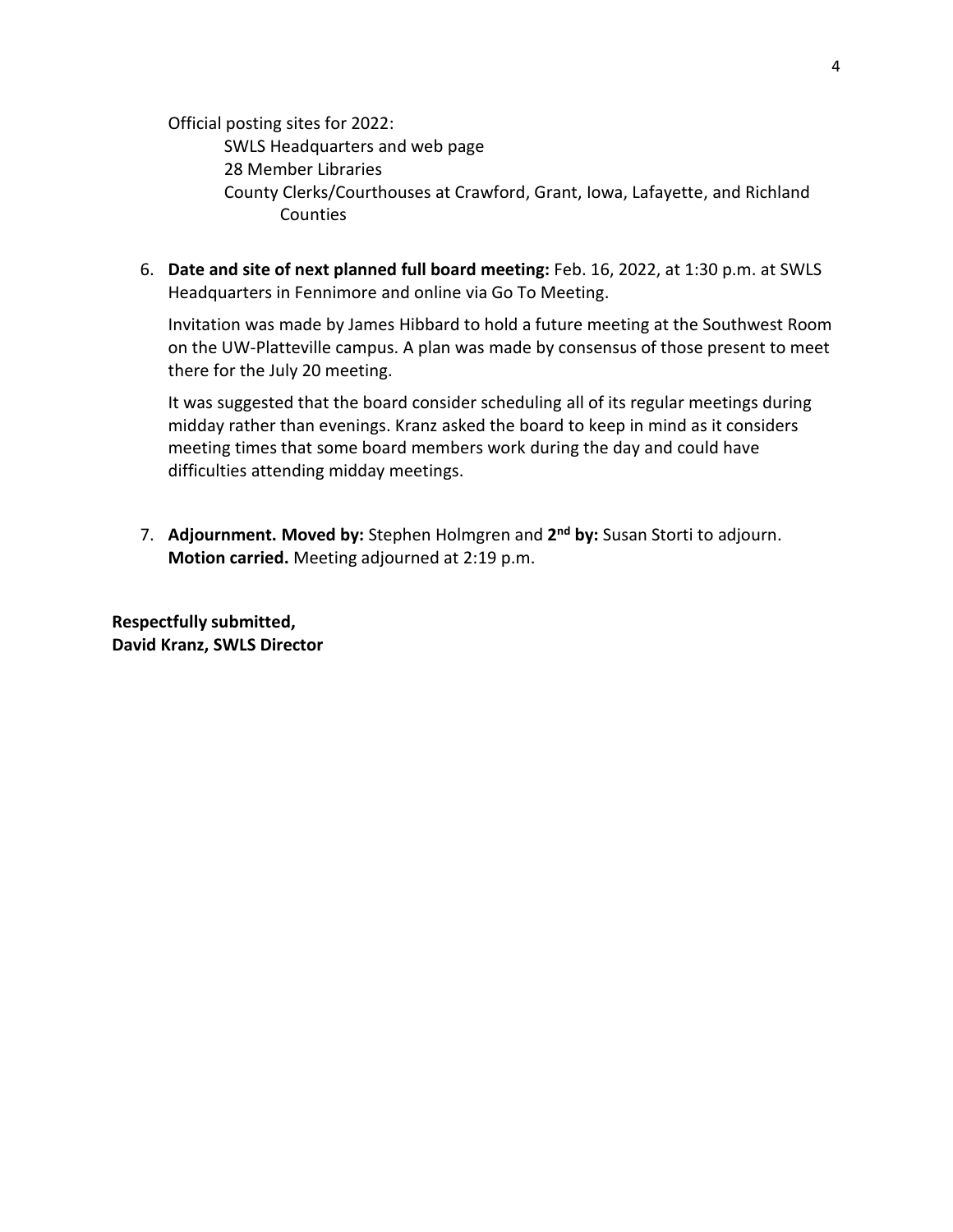Official posting sites for 2022:

- SWLS Headquarters and web page
- 28 Member Libraries
- County Clerks/Courthouses at Crawford, Grant, Iowa, Lafayette, and Richland Counties

6. **Date and site of next planned full board meeting:** Feb. 16, 2022, at 1:30 p.m. at SWLS Headquarters in Fennimore and online via Go To Meeting.

   Invitation was made by James Hibbard to hold a future meeting at the Southwest Room on the UW-Platteville campus. A plan was made by consensus of those present to meet there for the July 20 meeting.

   It was suggested that the board consider scheduling all of its regular meetings during midday rather than evenings. Kranz asked the board to keep in mind as it considers meeting times that some board members work during the day and could have difficulties attending midday meetings.

7. **Adjournment. Moved by:** Stephen Holmgren and **2nd by:** Susan Storti to adjourn. **Motion carried.** Meeting adjourned at 2:19 p.m.

**Respectfully submitted,**
**David Kranz, SWLS Director**